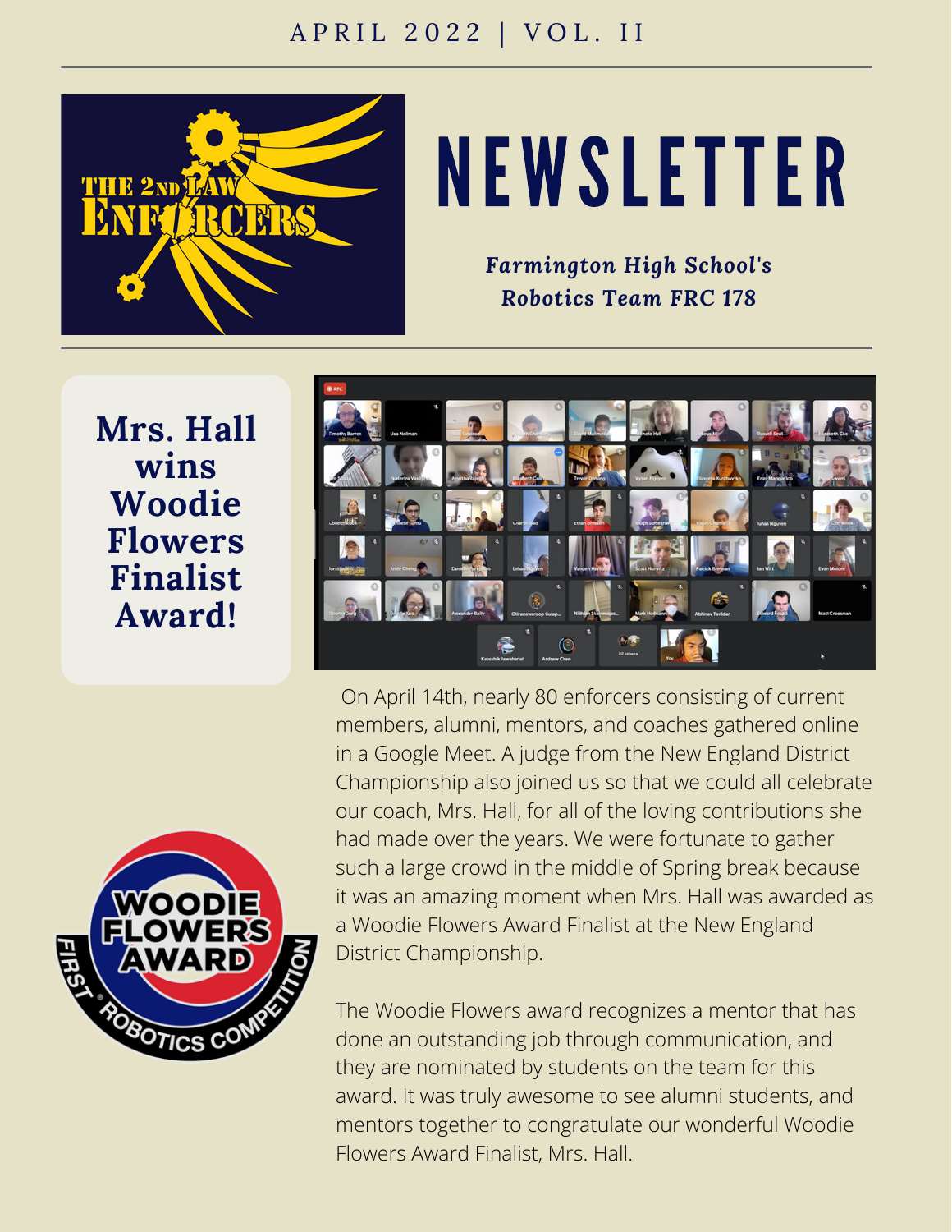APRIL 2022 | VOL. II

# NEWSLETTER

***Farmington High School's Robotics Team FRC 178***

## Mrs. Hall wins Woodie Flowers Finalist Award!

On April 14th, nearly 80 enforcers consisting of current members, alumni, mentors, and coaches gathered online in a Google Meet. A judge from the New England District Championship also joined us so that we could all celebrate our coach, Mrs. Hall, for all of the loving contributions she had made over the years. We were fortunate to gather such a large crowd in the middle of Spring break because it was an amazing moment when Mrs. Hall was awarded as a Woodie Flowers Award Finalist at the New England District Championship.

The Woodie Flowers award recognizes a mentor that has done an outstanding job through communication, and they are nominated by students on the team for this award. It was truly awesome to see alumni students, and mentors together to congratulate our wonderful Woodie Flowers Award Finalist, Mrs. Hall.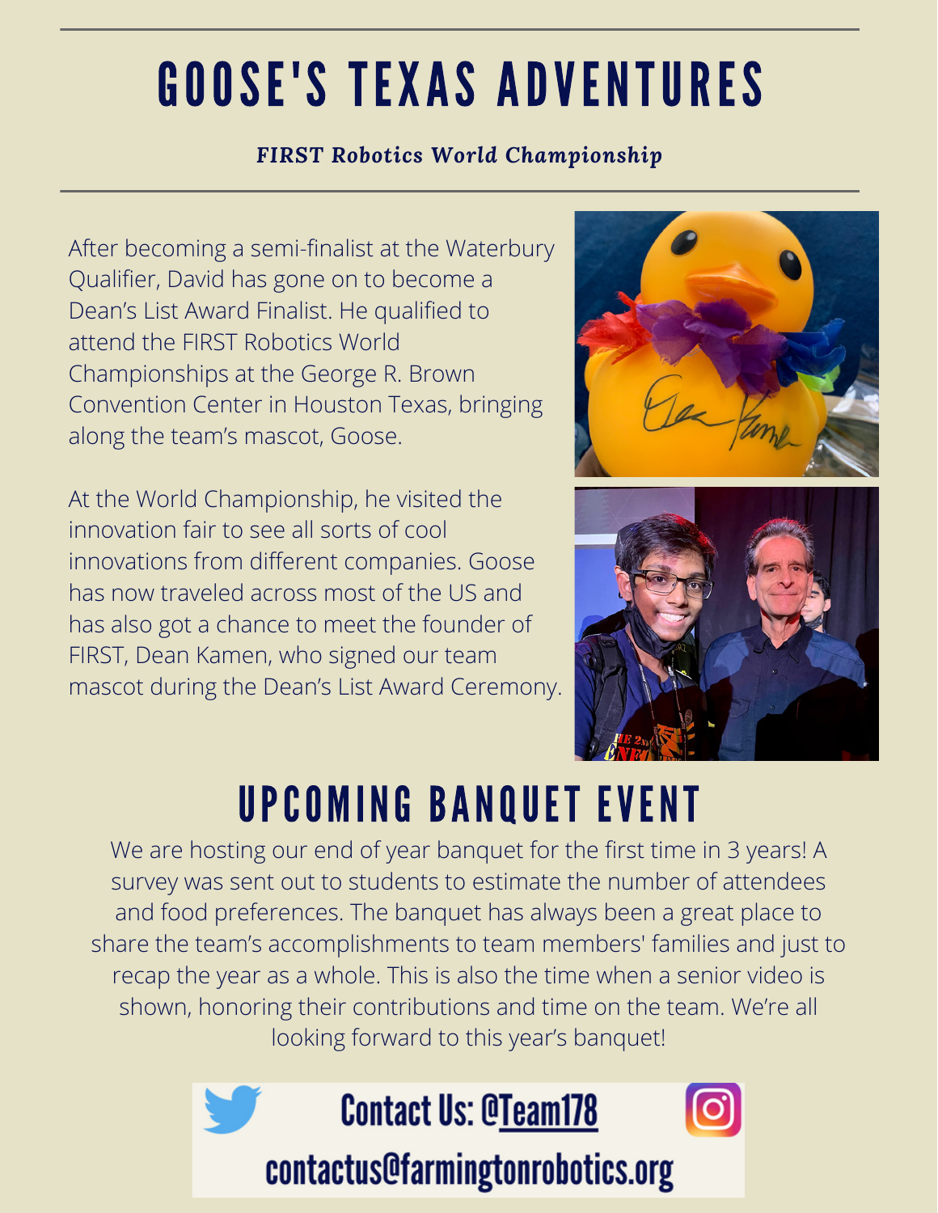# GOOSE'S TEXAS ADVENTURES

***FIRST Robotics World Championship***

After becoming a semi-finalist at the Waterbury Qualifier, David has gone on to become a Dean's List Award Finalist. He qualified to attend the FIRST Robotics World Championships at the George R. Brown Convention Center in Houston Texas, bringing along the team's mascot, Goose.

At the World Championship, he visited the innovation fair to see all sorts of cool innovations from different companies. Goose has now traveled across most of the US and has also got a chance to meet the founder of FIRST, Dean Kamen, who signed our team mascot during the Dean's List Award Ceremony.

## UPCOMING BANQUET EVENT

We are hosting our end of year banquet for the first time in 3 years! A survey was sent out to students to estimate the number of attendees and food preferences. The banquet has always been a great place to share the team's accomplishments to team members' families and just to recap the year as a whole. This is also the time when a senior video is shown, honoring their contributions and time on the team. We're all looking forward to this year's banquet!

**Contact Us: @Team178**

**contactus@farmingtonrobotics.org**